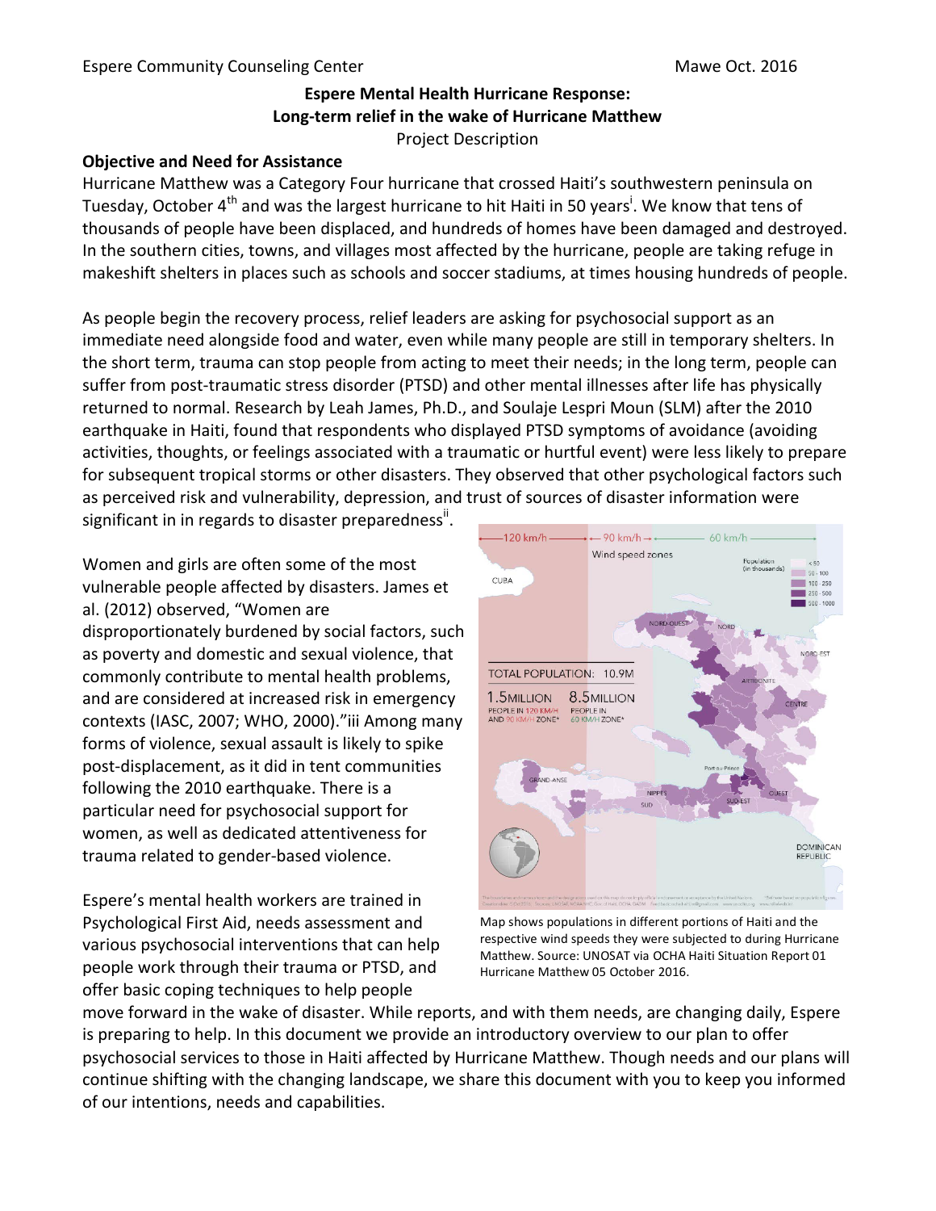Espere Community Counseling Center Mawe Oct. 2016

**Espere Mental Health Hurricane Response:**
**Long-term relief in the wake of Hurricane Matthew**
Project Description

**Objective and Need for Assistance**

Hurricane Matthew was a Category Four hurricane that crossed Haiti's southwestern peninsula on Tuesday, October 4th and was the largest hurricane to hit Haiti in 50 years[i]. We know that tens of thousands of people have been displaced, and hundreds of homes have been damaged and destroyed. In the southern cities, towns, and villages most affected by the hurricane, people are taking refuge in makeshift shelters in places such as schools and soccer stadiums, at times housing hundreds of people.

As people begin the recovery process, relief leaders are asking for psychosocial support as an immediate need alongside food and water, even while many people are still in temporary shelters. In the short term, trauma can stop people from acting to meet their needs; in the long term, people can suffer from post-traumatic stress disorder (PTSD) and other mental illnesses after life has physically returned to normal. Research by Leah James, Ph.D., and Soulaje Lespri Moun (SLM) after the 2010 earthquake in Haiti, found that respondents who displayed PTSD symptoms of avoidance (avoiding activities, thoughts, or feelings associated with a traumatic or hurtful event) were less likely to prepare for subsequent tropical storms or other disasters. They observed that other psychological factors such as perceived risk and vulnerability, depression, and trust of sources of disaster information were significant in in regards to disaster preparedness[ii].

Women and girls are often some of the most vulnerable people affected by disasters. James et al. (2012) observed, "Women are disproportionately burdened by social factors, such as poverty and domestic and sexual violence, that commonly contribute to mental health problems, and are considered at increased risk in emergency contexts (IASC, 2007; WHO, 2000)."iii Among many forms of violence, sexual assault is likely to spike post-displacement, as it did in tent communities following the 2010 earthquake. There is a particular need for psychosocial support for women, as well as dedicated attentiveness for trauma related to gender-based violence.

Map shows populations in different portions of Haiti and the respective wind speeds they were subjected to during Hurricane Matthew. Source: UNOSAT via OCHA Haiti Situation Report 01 Hurricane Matthew 05 October 2016.

Espere's mental health workers are trained in Psychological First Aid, needs assessment and various psychosocial interventions that can help people work through their trauma or PTSD, and offer basic coping techniques to help people move forward in the wake of disaster. While reports, and with them needs, are changing daily, Espere is preparing to help. In this document we provide an introductory overview to our plan to offer psychosocial services to those in Haiti affected by Hurricane Matthew. Though needs and our plans will continue shifting with the changing landscape, we share this document with you to keep you informed of our intentions, needs and capabilities.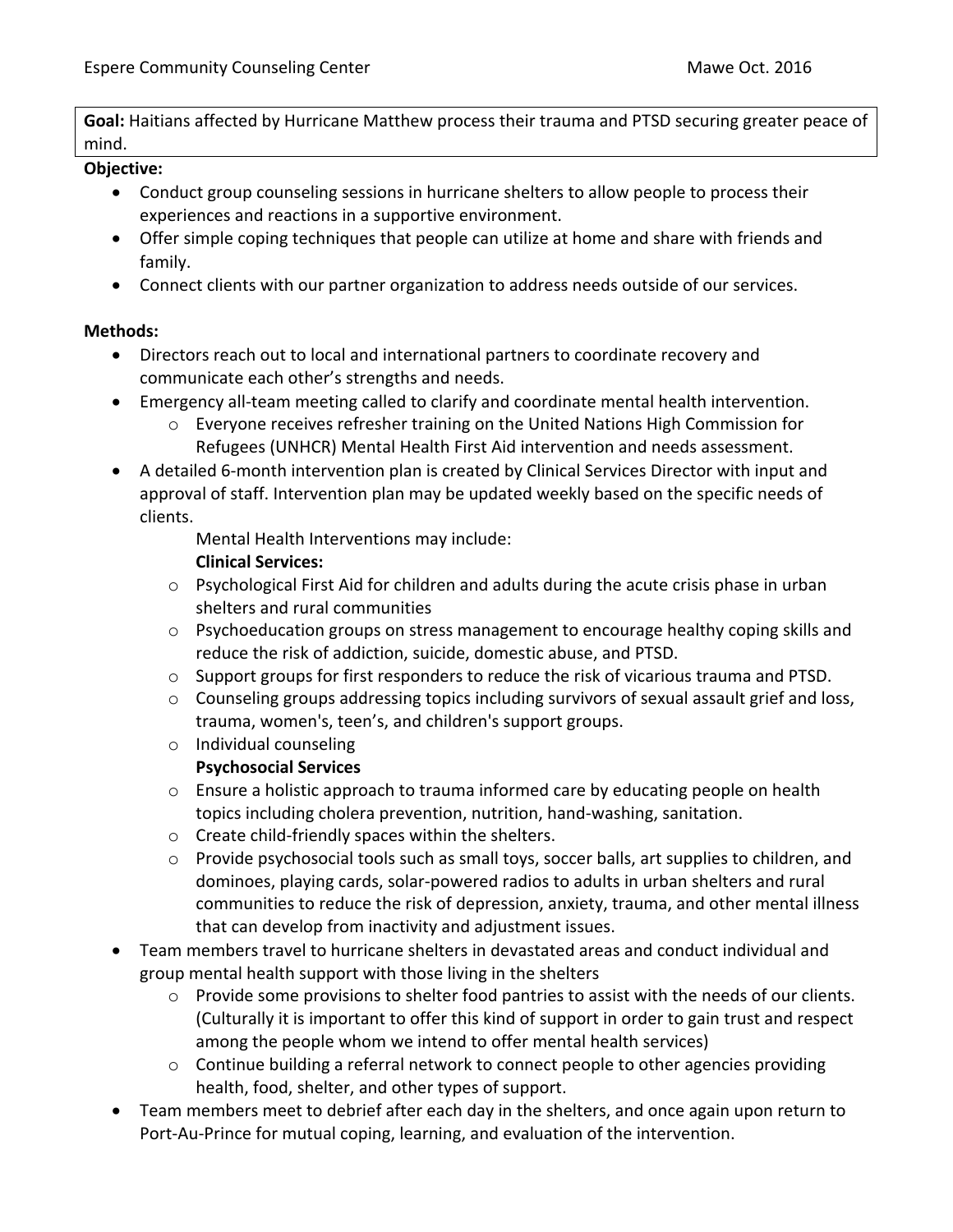Espere Community Counseling Center Mawe Oct. 2016

**Goal:** Haitians affected by Hurricane Matthew process their trauma and PTSD securing greater peace of mind.

**Objective:**

- Conduct group counseling sessions in hurricane shelters to allow people to process their experiences and reactions in a supportive environment.
- Offer simple coping techniques that people can utilize at home and share with friends and family.
- Connect clients with our partner organization to address needs outside of our services.

**Methods:**

- Directors reach out to local and international partners to coordinate recovery and communicate each other's strengths and needs.
- Emergency all-team meeting called to clarify and coordinate mental health intervention.
  - Everyone receives refresher training on the United Nations High Commission for Refugees (UNHCR) Mental Health First Aid intervention and needs assessment.
- A detailed 6-month intervention plan is created by Clinical Services Director with input and approval of staff. Intervention plan may be updated weekly based on the specific needs of clients.

  Mental Health Interventions may include:

  **Clinical Services:**
  - Psychological First Aid for children and adults during the acute crisis phase in urban shelters and rural communities
  - Psychoeducation groups on stress management to encourage healthy coping skills and reduce the risk of addiction, suicide, domestic abuse, and PTSD.
  - Support groups for first responders to reduce the risk of vicarious trauma and PTSD.
  - Counseling groups addressing topics including survivors of sexual assault grief and loss, trauma, women's, teen's, and children's support groups.
  - Individual counseling

  **Psychosocial Services**
  - Ensure a holistic approach to trauma informed care by educating people on health topics including cholera prevention, nutrition, hand-washing, sanitation.
  - Create child-friendly spaces within the shelters.
  - Provide psychosocial tools such as small toys, soccer balls, art supplies to children, and dominoes, playing cards, solar-powered radios to adults in urban shelters and rural communities to reduce the risk of depression, anxiety, trauma, and other mental illness that can develop from inactivity and adjustment issues.
- Team members travel to hurricane shelters in devastated areas and conduct individual and group mental health support with those living in the shelters
  - Provide some provisions to shelter food pantries to assist with the needs of our clients. (Culturally it is important to offer this kind of support in order to gain trust and respect among the people whom we intend to offer mental health services)
  - Continue building a referral network to connect people to other agencies providing health, food, shelter, and other types of support.
- Team members meet to debrief after each day in the shelters, and once again upon return to Port-Au-Prince for mutual coping, learning, and evaluation of the intervention.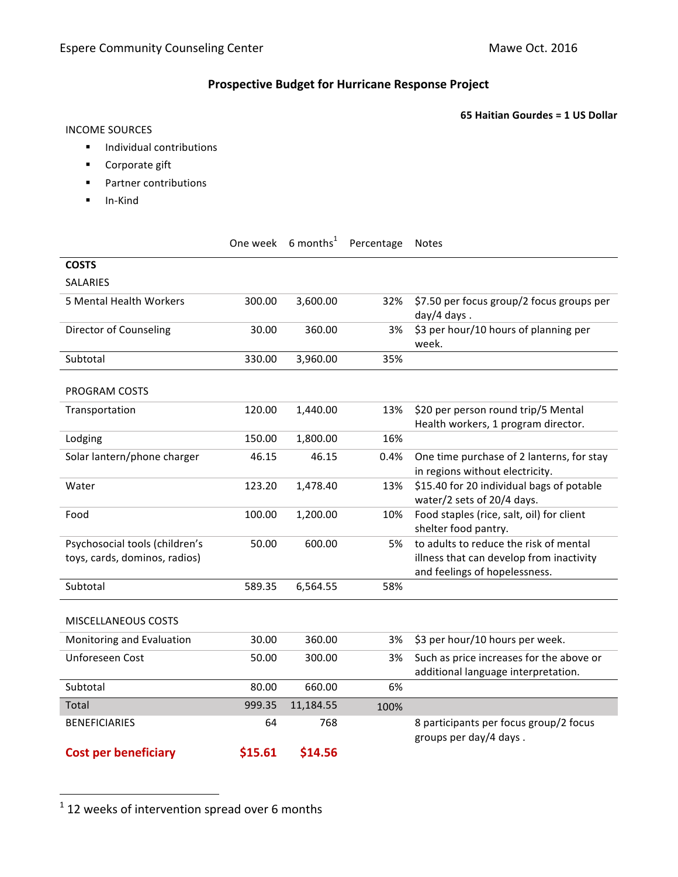Espere Community Counseling Center　　　　　　　　　　　　　　　　Mawe Oct. 2016

## Prospective Budget for Hurricane Response Project

**65 Haitian Gourdes = 1 US Dollar**

INCOME SOURCES

- Individual contributions
- Corporate gift
- Partner contributions
- In-Kind

| | One week | 6 months[1] | Percentage | Notes |
|---|---|---|---|---|
| **COSTS** | | | | |
| SALARIES | | | | |
| 5 Mental Health Workers | 300.00 | 3,600.00 | 32% | $7.50 per focus group/2 focus groups per day/4 days . |
| Director of Counseling | 30.00 | 360.00 | 3% | $3 per hour/10 hours of planning per week. |
| Subtotal | 330.00 | 3,960.00 | 35% | |
| PROGRAM COSTS | | | | |
| Transportation | 120.00 | 1,440.00 | 13% | $20 per person round trip/5 Mental Health workers, 1 program director. |
| Lodging | 150.00 | 1,800.00 | 16% | |
| Solar lantern/phone charger | 46.15 | 46.15 | 0.4% | One time purchase of 2 lanterns, for stay in regions without electricity. |
| Water | 123.20 | 1,478.40 | 13% | $15.40 for 20 individual bags of potable water/2 sets of 20/4 days. |
| Food | 100.00 | 1,200.00 | 10% | Food staples (rice, salt, oil) for client shelter food pantry. |
| Psychosocial tools (children's toys, cards, dominos, radios) | 50.00 | 600.00 | 5% | to adults to reduce the risk of mental illness that can develop from inactivity and feelings of hopelessness. |
| Subtotal | 589.35 | 6,564.55 | 58% | |
| MISCELLANEOUS COSTS | | | | |
| Monitoring and Evaluation | 30.00 | 360.00 | 3% | $3 per hour/10 hours per week. |
| Unforeseen Cost | 50.00 | 300.00 | 3% | Such as price increases for the above or additional language interpretation. |
| Subtotal | 80.00 | 660.00 | 6% | |
| Total | 999.35 | 11,184.55 | 100% | |
| BENEFICIARIES | 64 | 768 | | 8 participants per focus group/2 focus groups per day/4 days . |
| **Cost per beneficiary** | **$15.61** | **$14.56** | | |

[1] 12 weeks of intervention spread over 6 months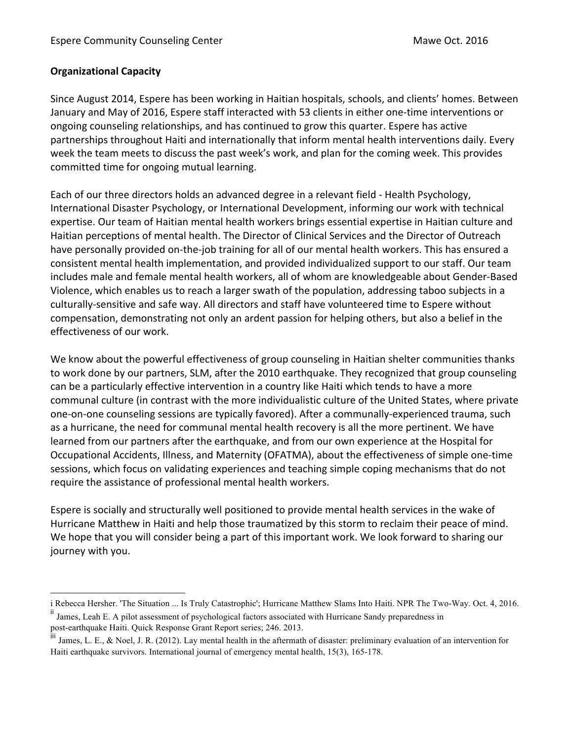## Organizational Capacity

Since August 2014, Espere has been working in Haitian hospitals, schools, and clients' homes. Between January and May of 2016, Espere staff interacted with 53 clients in either one-time interventions or ongoing counseling relationships, and has continued to grow this quarter. Espere has active partnerships throughout Haiti and internationally that inform mental health interventions daily. Every week the team meets to discuss the past week's work, and plan for the coming week. This provides committed time for ongoing mutual learning.

Each of our three directors holds an advanced degree in a relevant field - Health Psychology, International Disaster Psychology, or International Development, informing our work with technical expertise. Our team of Haitian mental health workers brings essential expertise in Haitian culture and Haitian perceptions of mental health. The Director of Clinical Services and the Director of Outreach have personally provided on-the-job training for all of our mental health workers. This has ensured a consistent mental health implementation, and provided individualized support to our staff. Our team includes male and female mental health workers, all of whom are knowledgeable about Gender-Based Violence, which enables us to reach a larger swath of the population, addressing taboo subjects in a culturally-sensitive and safe way. All directors and staff have volunteered time to Espere without compensation, demonstrating not only an ardent passion for helping others, but also a belief in the effectiveness of our work.

We know about the powerful effectiveness of group counseling in Haitian shelter communities thanks to work done by our partners, SLM, after the 2010 earthquake. They recognized that group counseling can be a particularly effective intervention in a country like Haiti which tends to have a more communal culture (in contrast with the more individualistic culture of the United States, where private one-on-one counseling sessions are typically favored). After a communally-experienced trauma, such as a hurricane, the need for communal mental health recovery is all the more pertinent. We have learned from our partners after the earthquake, and from our own experience at the Hospital for Occupational Accidents, Illness, and Maternity (OFATMA), about the effectiveness of simple one-time sessions, which focus on validating experiences and teaching simple coping mechanisms that do not require the assistance of professional mental health workers.

Espere is socially and structurally well positioned to provide mental health services in the wake of Hurricane Matthew in Haiti and help those traumatized by this storm to reclaim their peace of mind. We hope that you will consider being a part of this important work. We look forward to sharing our journey with you.

---

[i] Rebecca Hersher. 'The Situation ... Is Truly Catastrophic'; Hurricane Matthew Slams Into Haiti. NPR The Two-Way. Oct. 4, 2016.

[ii] James, Leah E. A pilot assessment of psychological factors associated with Hurricane Sandy preparedness in post-earthquake Haiti. Quick Response Grant Report series; 246. 2013.

[iii] James, L. E., & Noel, J. R. (2012). Lay mental health in the aftermath of disaster: preliminary evaluation of an intervention for Haiti earthquake survivors. International journal of emergency mental health, 15(3), 165-178.